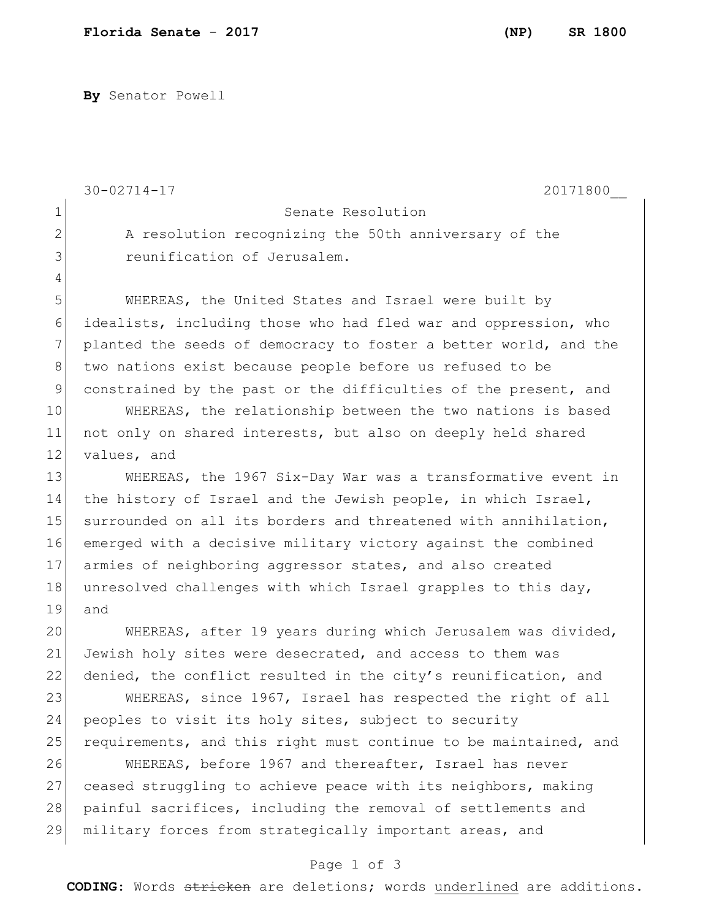**Florida Senate - 2017 (NP) SR 1800**

**By** Senator Powell

30-02714-17 20171800__

Senate Resolution

A resolution recognizing the 50th anniversary of the reunification of Jerusalem.

WHEREAS, the United States and Israel were built by idealists, including those who had fled war and oppression, who planted the seeds of democracy to foster a better world, and the two nations exist because people before us refused to be constrained by the past or the difficulties of the present, and

WHEREAS, the relationship between the two nations is based not only on shared interests, but also on deeply held shared values, and

WHEREAS, the 1967 Six-Day War was a transformative event in the history of Israel and the Jewish people, in which Israel, surrounded on all its borders and threatened with annihilation, emerged with a decisive military victory against the combined armies of neighboring aggressor states, and also created unresolved challenges with which Israel grapples to this day, and

WHEREAS, after 19 years during which Jerusalem was divided, Jewish holy sites were desecrated, and access to them was denied, the conflict resulted in the city's reunification, and

WHEREAS, since 1967, Israel has respected the right of all peoples to visit its holy sites, subject to security requirements, and this right must continue to be maintained, and

WHEREAS, before 1967 and thereafter, Israel has never ceased struggling to achieve peace with its neighbors, making painful sacrifices, including the removal of settlements and military forces from strategically important areas, and

**CODING:** Words ~~stricken~~ are deletions; words <u>underlined</u> are additions.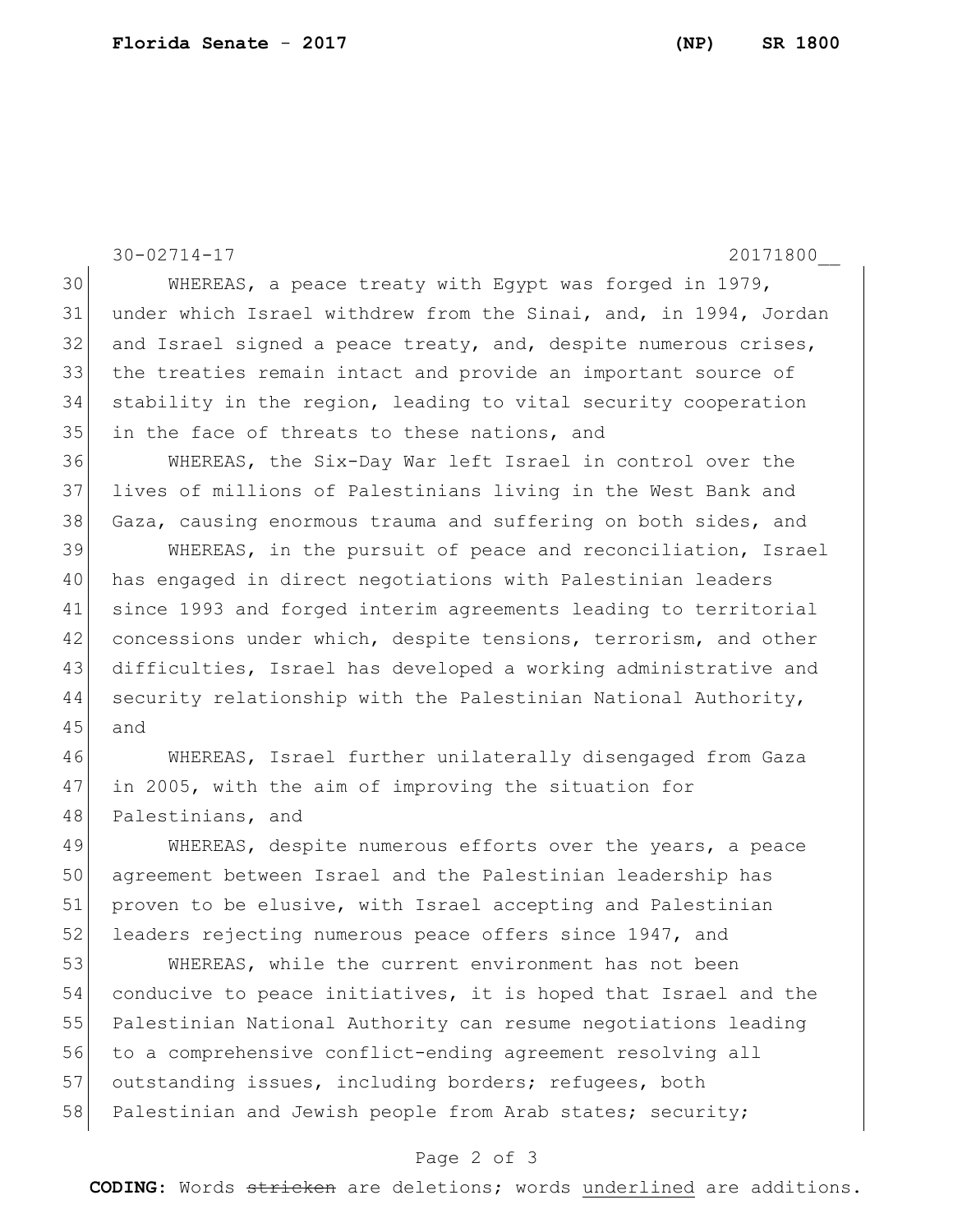WHEREAS, a peace treaty with Egypt was forged in 1979, under which Israel withdrew from the Sinai, and, in 1994, Jordan and Israel signed a peace treaty, and, despite numerous crises, the treaties remain intact and provide an important source of stability in the region, leading to vital security cooperation in the face of threats to these nations, and

WHEREAS, the Six-Day War left Israel in control over the lives of millions of Palestinians living in the West Bank and Gaza, causing enormous trauma and suffering on both sides, and

WHEREAS, in the pursuit of peace and reconciliation, Israel has engaged in direct negotiations with Palestinian leaders since 1993 and forged interim agreements leading to territorial concessions under which, despite tensions, terrorism, and other difficulties, Israel has developed a working administrative and security relationship with the Palestinian National Authority, and

WHEREAS, Israel further unilaterally disengaged from Gaza in 2005, with the aim of improving the situation for Palestinians, and

WHEREAS, despite numerous efforts over the years, a peace agreement between Israel and the Palestinian leadership has proven to be elusive, with Israel accepting and Palestinian leaders rejecting numerous peace offers since 1947, and

WHEREAS, while the current environment has not been conducive to peace initiatives, it is hoped that Israel and the Palestinian National Authority can resume negotiations leading to a comprehensive conflict-ending agreement resolving all outstanding issues, including borders; refugees, both Palestinian and Jewish people from Arab states; security;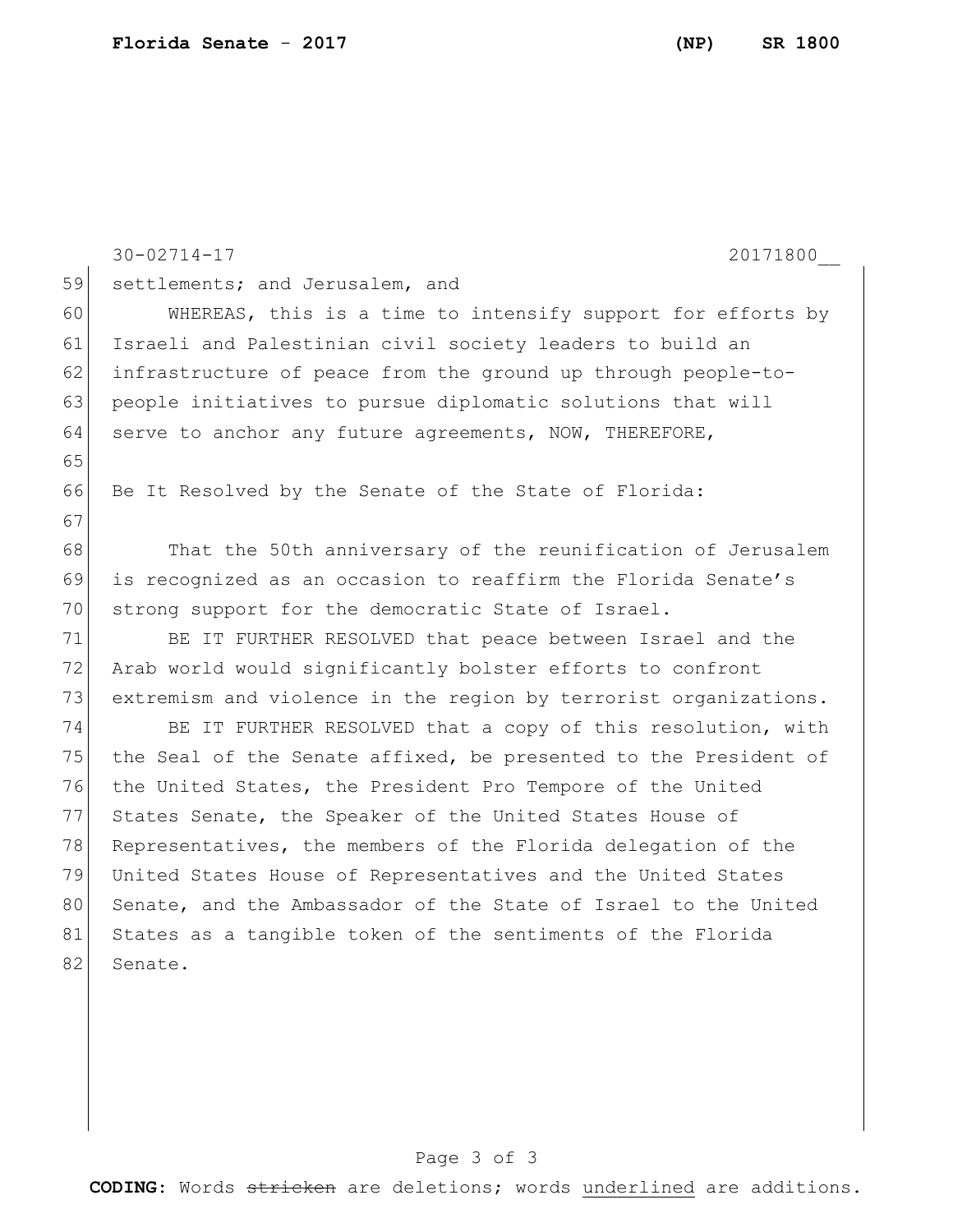settlements; and Jerusalem, and

WHEREAS, this is a time to intensify support for efforts by Israeli and Palestinian civil society leaders to build an infrastructure of peace from the ground up through people-to-people initiatives to pursue diplomatic solutions that will serve to anchor any future agreements, NOW, THEREFORE,

Be It Resolved by the Senate of the State of Florida:

That the 50th anniversary of the reunification of Jerusalem is recognized as an occasion to reaffirm the Florida Senate's strong support for the democratic State of Israel.

BE IT FURTHER RESOLVED that peace between Israel and the Arab world would significantly bolster efforts to confront extremism and violence in the region by terrorist organizations.

BE IT FURTHER RESOLVED that a copy of this resolution, with the Seal of the Senate affixed, be presented to the President of the United States, the President Pro Tempore of the United States Senate, the Speaker of the United States House of Representatives, the members of the Florida delegation of the United States House of Representatives and the United States Senate, and the Ambassador of the State of Israel to the United States as a tangible token of the sentiments of the Florida Senate.